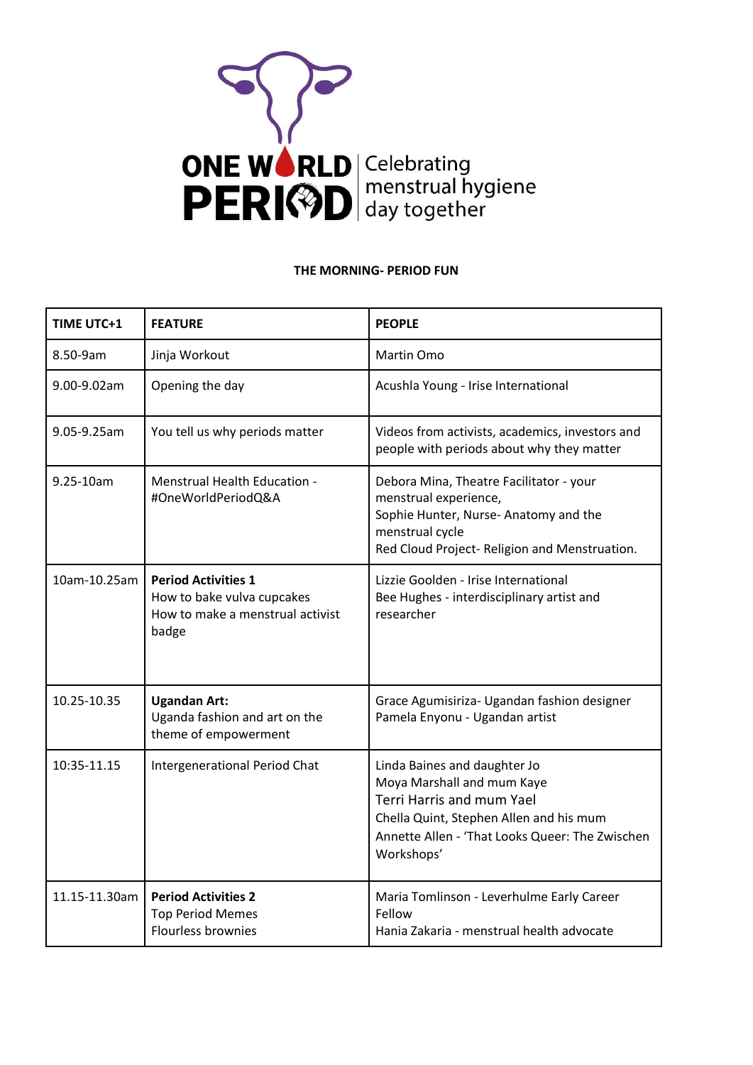ONE WORLD PERIOD | Celebrating menstrual hygiene day together

**THE MORNING- PERIOD FUN**

| TIME UTC+1 | FEATURE | PEOPLE |
|---|---|---|
| 8.50-9am | Jinja Workout | Martin Omo |
| 9.00-9.02am | Opening the day | Acushla Young - Irise International |
| 9.05-9.25am | You tell us why periods matter | Videos from activists, academics, investors and people with periods about why they matter |
| 9.25-10am | Menstrual Health Education - #OneWorldPeriodQ&A | Debora Mina, Theatre Facilitator - your menstrual experience,<br>Sophie Hunter, Nurse- Anatomy and the menstrual cycle<br>Red Cloud Project- Religion and Menstruation. |
| 10am-10.25am | **Period Activities 1**<br>How to bake vulva cupcakes<br>How to make a menstrual activist badge | Lizzie Goolden - Irise International<br>Bee Hughes - interdisciplinary artist and researcher |
| 10.25-10.35 | **Ugandan Art:**<br>Uganda fashion and art on the theme of empowerment | Grace Agumisiriza- Ugandan fashion designer<br>Pamela Enyonu - Ugandan artist |
| 10:35-11.15 | Intergenerational Period Chat | Linda Baines and daughter Jo<br>Moya Marshall and mum Kaye<br>Terri Harris and mum Yael<br>Chella Quint, Stephen Allen and his mum Annette Allen - 'That Looks Queer: The Zwischen Workshops' |
| 11.15-11.30am | **Period Activities 2**<br>Top Period Memes<br>Flourless brownies | Maria Tomlinson - Leverhulme Early Career Fellow<br>Hania Zakaria - menstrual health advocate |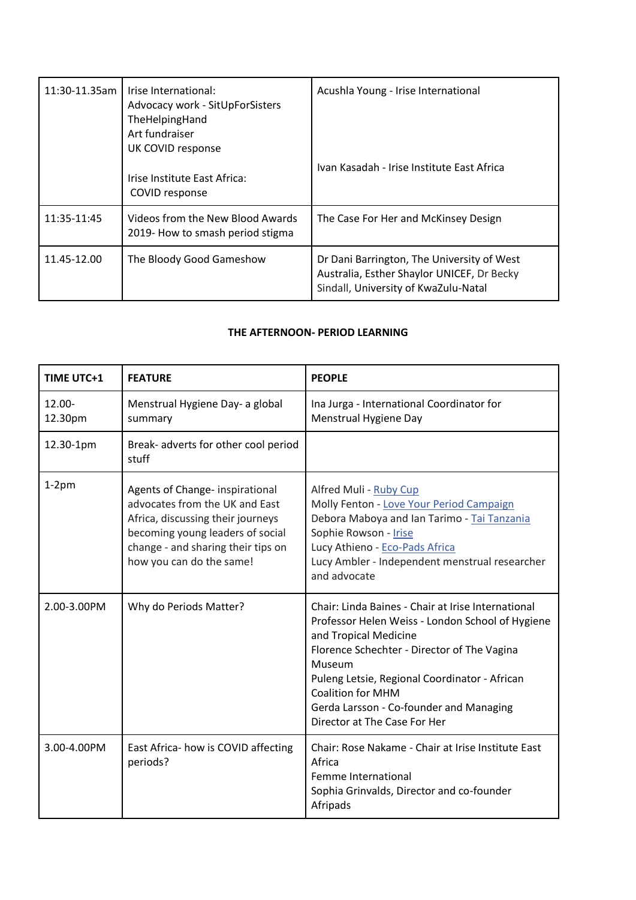| | | |
|---|---|---|
| 11:30-11.35am | Irise International:<br>Advocacy work - SitUpForSisters<br>TheHelpingHand<br>Art fundraiser<br>UK COVID response<br><br>Irise Institute East Africa:<br>COVID response | Acushla Young - Irise International<br><br>Ivan Kasadah - Irise Institute East Africa |
| 11:35-11:45 | Videos from the New Blood Awards 2019- How to smash period stigma | The Case For Her and McKinsey Design |
| 11.45-12.00 | The Bloody Good Gameshow | Dr Dani Barrington, The University of West Australia, Esther Shaylor UNICEF, Dr Becky Sindall, University of KwaZulu-Natal |

**THE AFTERNOON- PERIOD LEARNING**

| TIME UTC+1 | FEATURE | PEOPLE |
|---|---|---|
| 12.00-12.30pm | Menstrual Hygiene Day- a global summary | Ina Jurga - International Coordinator for Menstrual Hygiene Day |
| 12.30-1pm | Break- adverts for other cool period stuff | |
| 1-2pm | Agents of Change- inspirational advocates from the UK and East Africa, discussing their journeys becoming young leaders of social change - and sharing their tips on how you can do the same! | Alfred Muli - Ruby Cup<br>Molly Fenton - Love Your Period Campaign<br>Debora Maboya and Ian Tarimo - Tai Tanzania<br>Sophie Rowson - Irise<br>Lucy Athieno - Eco-Pads Africa<br>Lucy Ambler - Independent menstrual researcher and advocate |
| 2.00-3.00PM | Why do Periods Matter? | Chair: Linda Baines - Chair at Irise International<br>Professor Helen Weiss - London School of Hygiene and Tropical Medicine<br>Florence Schechter - Director of The Vagina Museum<br>Puleng Letsie, Regional Coordinator - African Coalition for MHM<br>Gerda Larsson - Co-founder and Managing Director at The Case For Her |
| 3.00-4.00PM | East Africa- how is COVID affecting periods? | Chair: Rose Nakame - Chair at Irise Institute East Africa<br>Femme International<br>Sophia Grinvalds, Director and co-founder Afripads |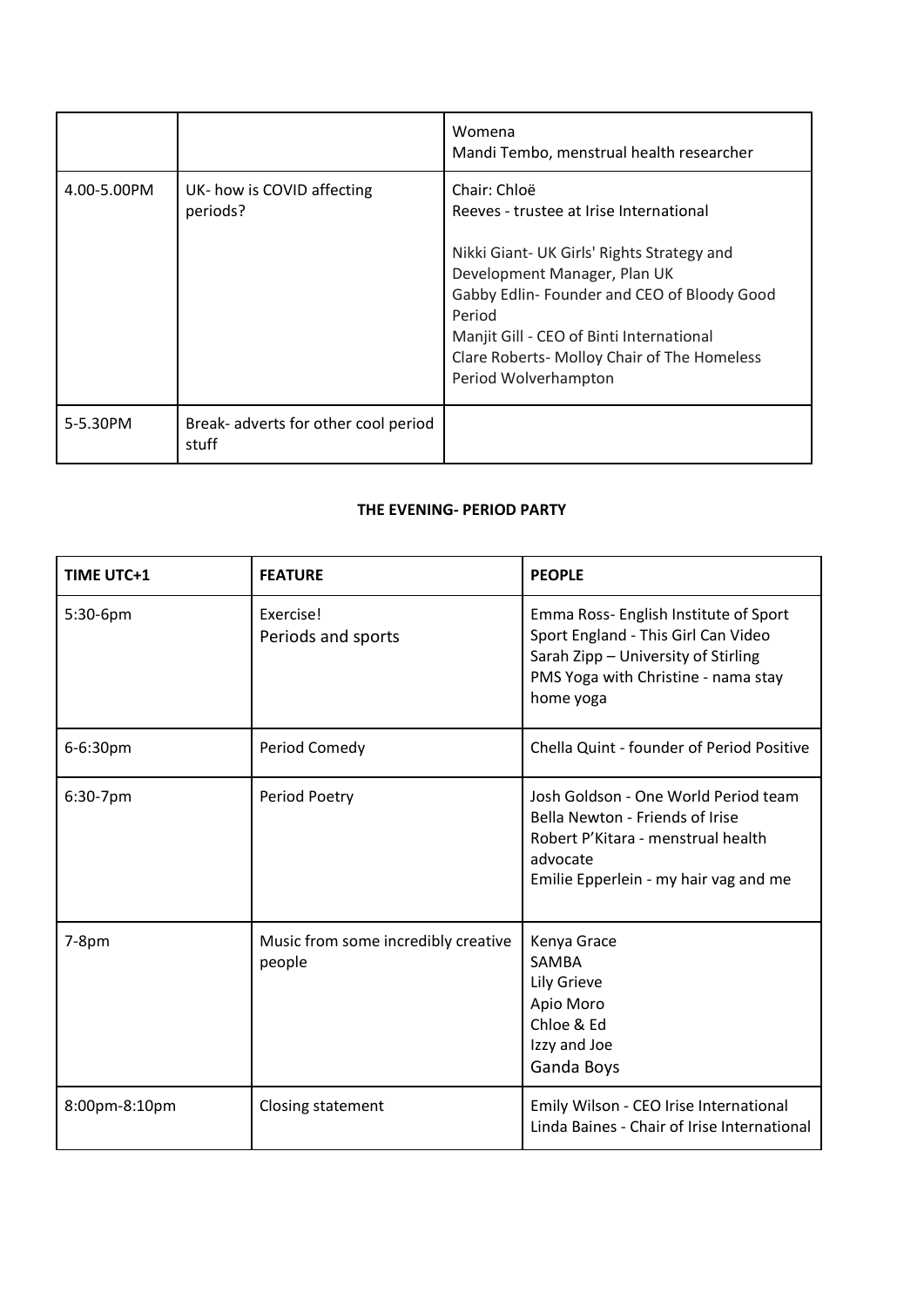| | | |
|---|---|---|
| | | Womena<br>Mandi Tembo, menstrual health researcher |
| 4.00-5.00PM | UK- how is COVID affecting periods? | Chair: Chloë<br>Reeves - trustee at Irise International<br><br>Nikki Giant- UK Girls' Rights Strategy and Development Manager, Plan UK<br>Gabby Edlin- Founder and CEO of Bloody Good Period<br>Manjit Gill - CEO of Binti International<br>Clare Roberts- Molloy Chair of The Homeless Period Wolverhampton |
| 5-5.30PM | Break- adverts for other cool period stuff | |

**THE EVENING- PERIOD PARTY**

| TIME UTC+1 | FEATURE | PEOPLE |
|---|---|---|
| 5:30-6pm | Exercise!<br>Periods and sports | Emma Ross- English Institute of Sport<br>Sport England - This Girl Can Video<br>Sarah Zipp – University of Stirling<br>PMS Yoga with Christine - nama stay home yoga |
| 6-6:30pm | Period Comedy | Chella Quint - founder of Period Positive |
| 6:30-7pm | Period Poetry | Josh Goldson - One World Period team<br>Bella Newton - Friends of Irise<br>Robert P'Kitara - menstrual health advocate<br>Emilie Epperlein - my hair vag and me |
| 7-8pm | Music from some incredibly creative people | Kenya Grace<br>SAMBA<br>Lily Grieve<br>Apio Moro<br>Chloe & Ed<br>Izzy and Joe<br>Ganda Boys |
| 8:00pm-8:10pm | Closing statement | Emily Wilson - CEO Irise International<br>Linda Baines - Chair of Irise International |